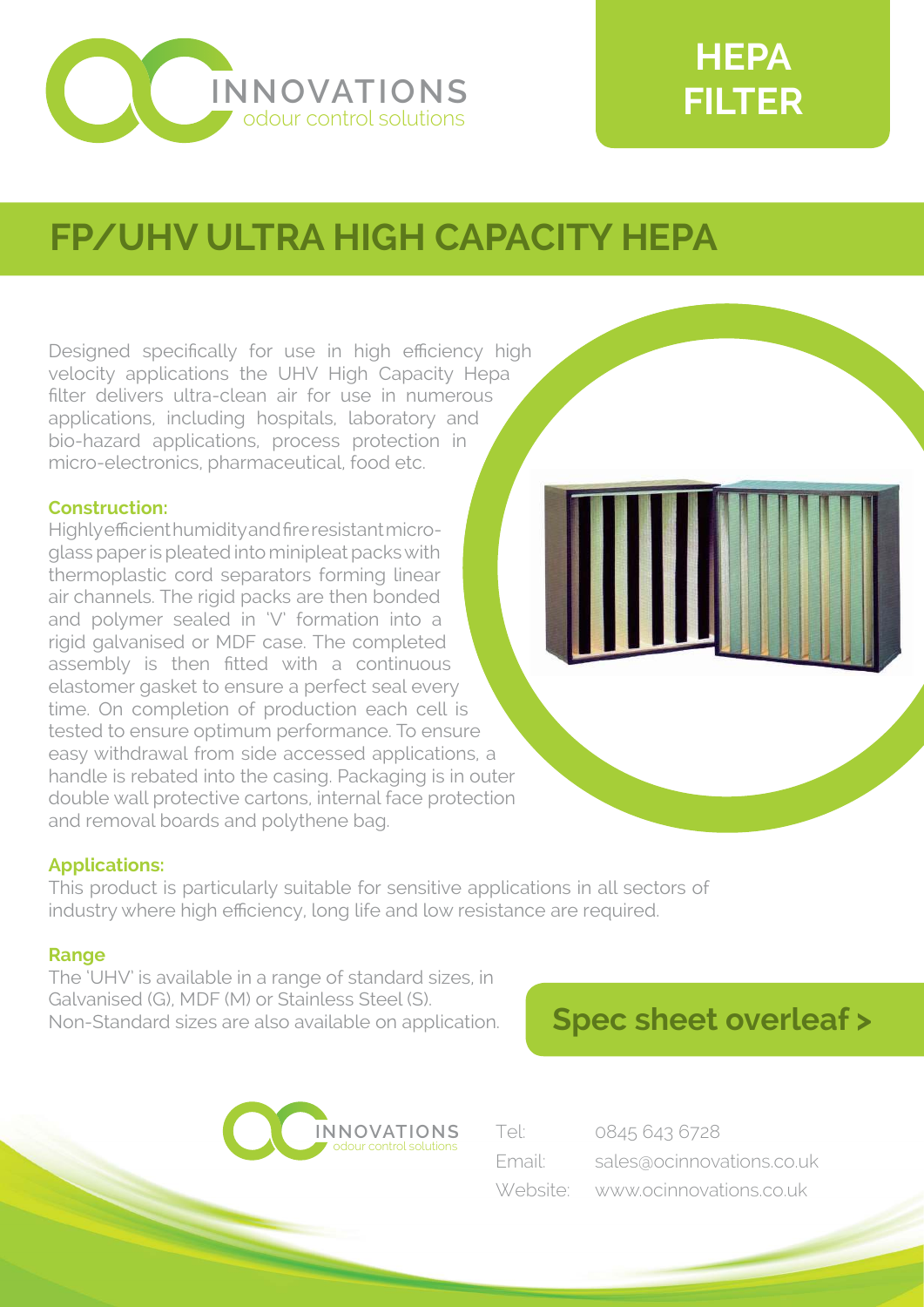INNOVATIONS
odour control solutions

# HEPA FILTER

## FP/UHV ULTRA HIGH CAPACITY HEPA

Designed specifically for use in high efficiency high velocity applications the UHV High Capacity Hepa filter delivers ultra-clean air for use in numerous applications, including hospitals, laboratory and bio-hazard applications, process protection in micro-electronics, pharmaceutical, food etc.

### Construction:

Highly efficient humidity and fire resistant micro-glass paper is pleated into minipleat packs with thermoplastic cord separators forming linear air channels. The rigid packs are then bonded and polymer sealed in 'V' formation into a rigid galvanised or MDF case. The completed assembly is then fitted with a continuous elastomer gasket to ensure a perfect seal every time. On completion of production each cell is tested to ensure optimum performance. To ensure easy withdrawal from side accessed applications, a handle is rebated into the casing. Packaging is in outer double wall protective cartons, internal face protection and removal boards and polythene bag.

### Applications:

This product is particularly suitable for sensitive applications in all sectors of industry where high efficiency, long life and low resistance are required.

### Range

The 'UHV' is available in a range of standard sizes, in Galvanised (G), MDF (M) or Stainless Steel (S).
Non-Standard sizes are also available on application.

**Spec sheet overleaf >**

INNOVATIONS
odour control solutions

Tel: 0845 643 6728
Email: sales@ocinnovations.co.uk
Website: www.ocinnovations.co.uk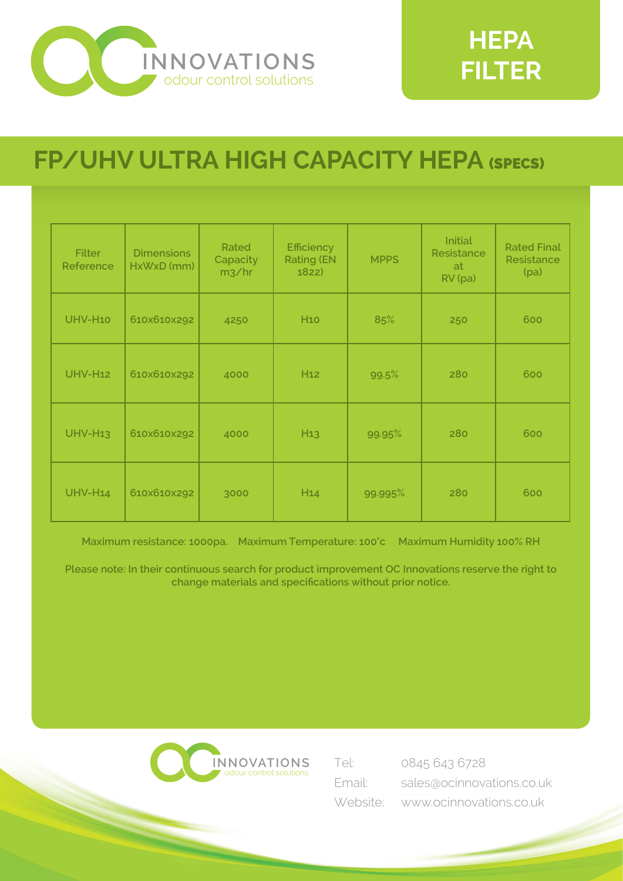INNOVATIONS
odour control solutions

# HEPA FILTER

## FP/UHV ULTRA HIGH CAPACITY HEPA (SPECS)

| Filter Reference | Dimensions HxWxD (mm) | Rated Capacity m3/hr | Efficiency Rating (EN 1822) | MPPS | Initial Resistance at RV (pa) | Rated Final Resistance (pa) |
|---|---|---|---|---|---|---|
| UHV-H10 | 610x610x292 | 4250 | H10 | 85% | 250 | 600 |
| UHV-H12 | 610x610x292 | 4000 | H12 | 99.5% | 280 | 600 |
| UHV-H13 | 610x610x292 | 4000 | H13 | 99.95% | 280 | 600 |
| UHV-H14 | 610x610x292 | 3000 | H14 | 99.995% | 280 | 600 |

**Maximum resistance: 1000pa. Maximum Temperature: 100˚c Maximum Humidity 100% RH**

**Please note: In their continuous search for product improvement OC Innovations reserve the right to change materials and specifications without prior notice.**

INNOVATIONS
odour control solutions

Tel: 0845 643 6728
Email: sales@ocinnovations.co.uk
Website: www.ocinnovations.co.uk